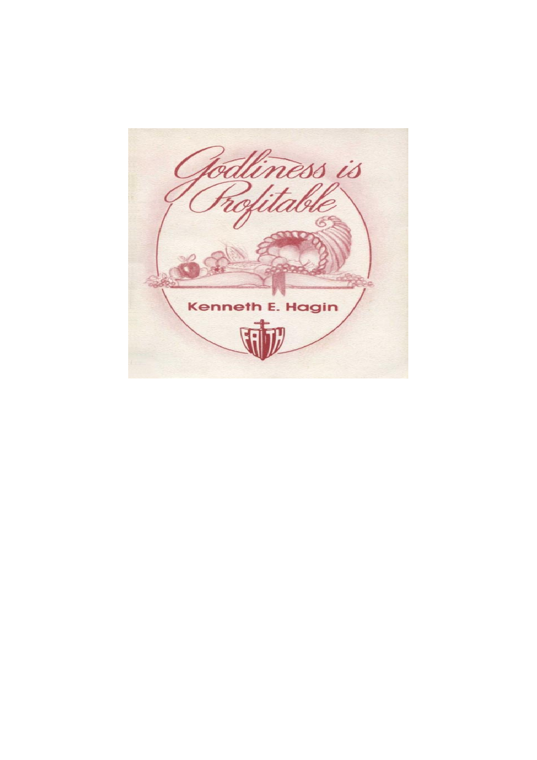# Godliness is Profitable

**Kenneth E. Hagin**

FAITH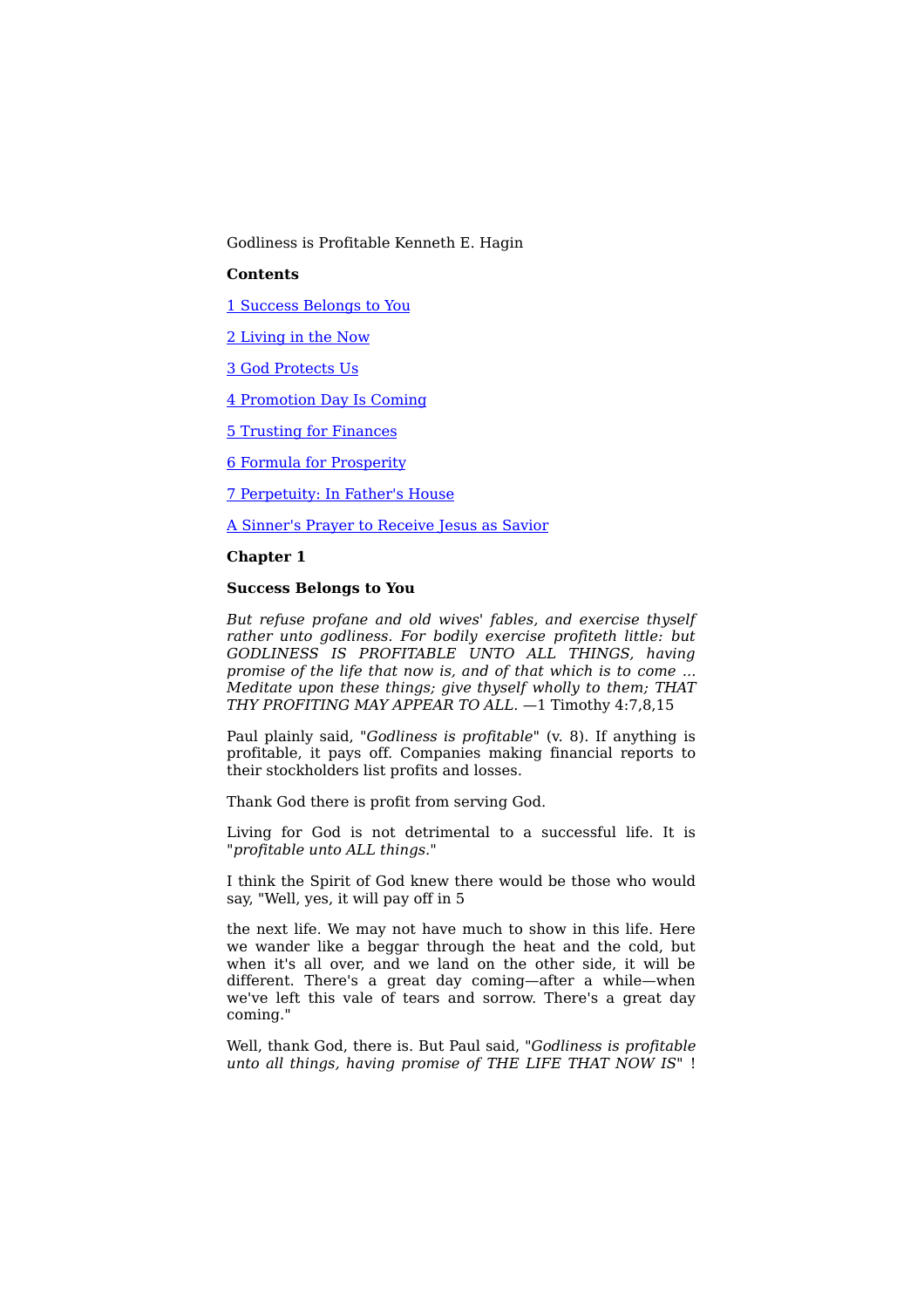Godliness is Profitable Kenneth E. Hagin

**Contents**

[1 Success Belongs to You]()

[2 Living in the Now]()

[3 God Protects Us]()

[4 Promotion Day Is Coming]()

[5 Trusting for Finances]()

[6 Formula for Prosperity]()

[7 Perpetuity: In Father's House]()

[A Sinner's Prayer to Receive Jesus as Savior]()

## Chapter 1

## Success Belongs to You

*But refuse profane and old wives' fables, and exercise thyself rather unto godliness. For bodily exercise profiteth little: but GODLINESS IS PROFITABLE UNTO ALL THINGS, having promise of the life that now is, and of that which is to come ... Meditate upon these things; give thyself wholly to them; THAT THY PROFITING MAY APPEAR TO ALL.* —1 Timothy 4:7,8,15

Paul plainly said, "*Godliness is profitable*" (v. 8). If anything is profitable, it pays off. Companies making financial reports to their stockholders list profits and losses.

Thank God there is profit from serving God.

Living for God is not detrimental to a successful life. It is "*profitable unto ALL things.*"

I think the Spirit of God knew there would be those who would say, "Well, yes, it will pay off in 5

the next life. We may not have much to show in this life. Here we wander like a beggar through the heat and the cold, but when it's all over, and we land on the other side, it will be different. There's a great day coming—after a while—when we've left this vale of tears and sorrow. There's a great day coming."

Well, thank God, there is. But Paul said, "*Godliness is profitable unto all things, having promise of THE LIFE THAT NOW IS*" !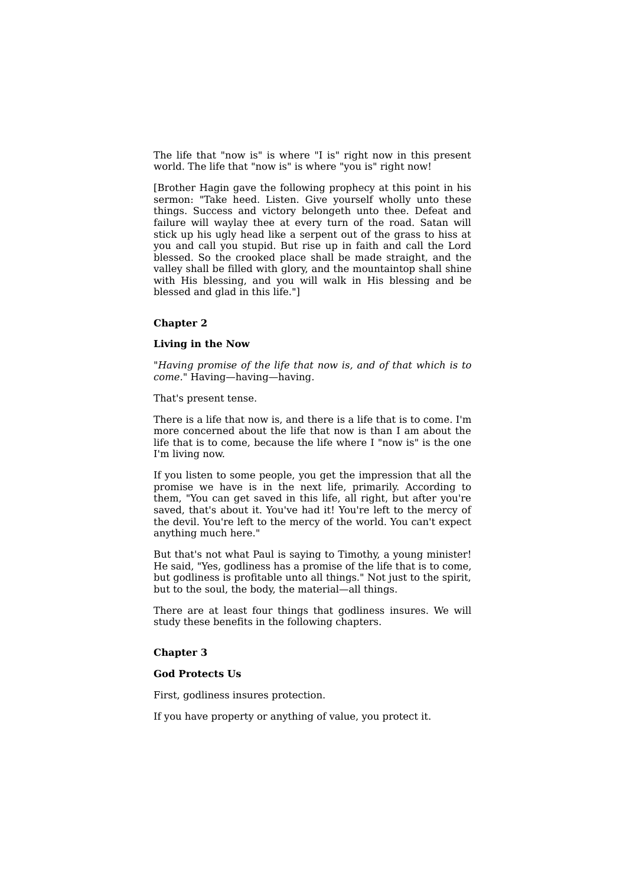The life that "now is" is where "I is" right now in this present world. The life that "now is" is where "you is" right now!

[Brother Hagin gave the following prophecy at this point in his sermon: "Take heed. Listen. Give yourself wholly unto these things. Success and victory belongeth unto thee. Defeat and failure will waylay thee at every turn of the road. Satan will stick up his ugly head like a serpent out of the grass to hiss at you and call you stupid. But rise up in faith and call the Lord blessed. So the crooked place shall be made straight, and the valley shall be filled with glory, and the mountaintop shall shine with His blessing, and you will walk in His blessing and be blessed and glad in this life."]

## Chapter 2

### Living in the Now

"*Having promise of the life that now is, and of that which is to come*." Having—having—having.

That's present tense.

There is a life that now is, and there is a life that is to come. I'm more concerned about the life that now is than I am about the life that is to come, because the life where I "now is" is the one I'm living now.

If you listen to some people, you get the impression that all the promise we have is in the next life, primarily. According to them, "You can get saved in this life, all right, but after you're saved, that's about it. You've had it! You're left to the mercy of the devil. You're left to the mercy of the world. You can't expect anything much here."

But that's not what Paul is saying to Timothy, a young minister! He said, "Yes, godliness has a promise of the life that is to come, but godliness is profitable unto all things." Not just to the spirit, but to the soul, the body, the material—all things.

There are at least four things that godliness insures. We will study these benefits in the following chapters.

## Chapter 3

### God Protects Us

First, godliness insures protection.

If you have property or anything of value, you protect it.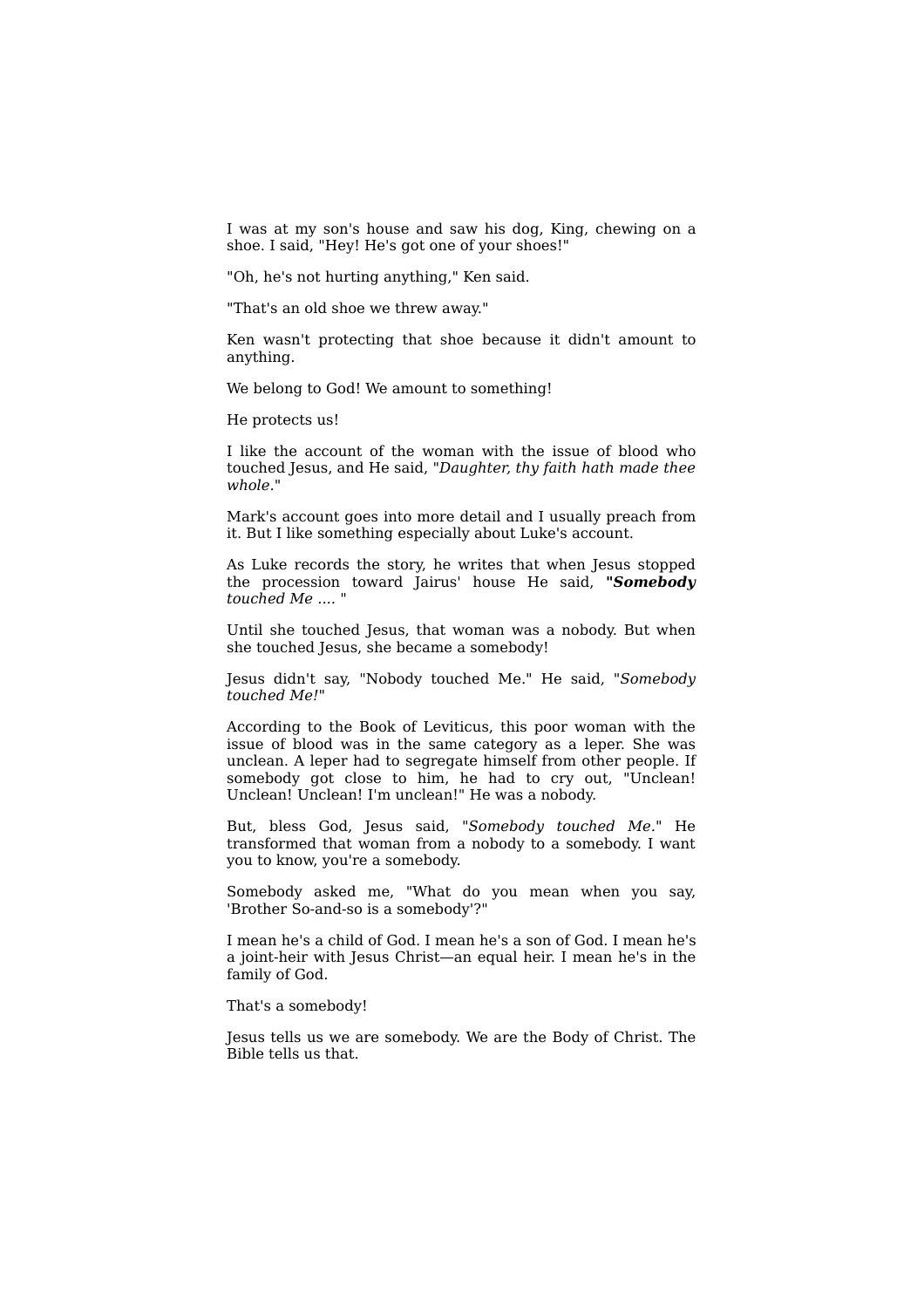I was at my son's house and saw his dog, King, chewing on a shoe. I said, "Hey! He's got one of your shoes!"

"Oh, he's not hurting anything," Ken said.

"That's an old shoe we threw away."

Ken wasn't protecting that shoe because it didn't amount to anything.

We belong to God! We amount to something!

He protects us!

I like the account of the woman with the issue of blood who touched Jesus, and He said, "*Daughter, thy faith hath made thee whole*."

Mark's account goes into more detail and I usually preach from it. But I like something especially about Luke's account.

As Luke records the story, he writes that when Jesus stopped the procession toward Jairus' house He said, ***"Somebody*** *touched Me ....* "

Until she touched Jesus, that woman was a nobody. But when she touched Jesus, she became a somebody!

Jesus didn't say, "Nobody touched Me." He said, "*Somebody touched Me!*"

According to the Book of Leviticus, this poor woman with the issue of blood was in the same category as a leper. She was unclean. A leper had to segregate himself from other people. If somebody got close to him, he had to cry out, "Unclean! Unclean! Unclean! I'm unclean!" He was a nobody.

But, bless God, Jesus said, "*Somebody touched Me*." He transformed that woman from a nobody to a somebody. I want you to know, you're a somebody.

Somebody asked me, "What do you mean when you say, 'Brother So-and-so is a somebody'?"

I mean he's a child of God. I mean he's a son of God. I mean he's a joint-heir with Jesus Christ—an equal heir. I mean he's in the family of God.

That's a somebody!

Jesus tells us we are somebody. We are the Body of Christ. The Bible tells us that.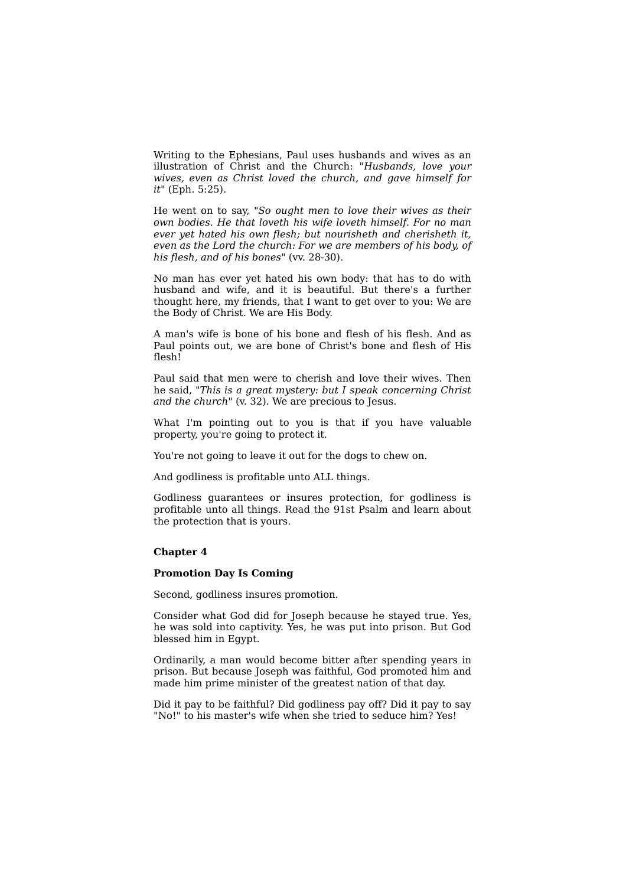Writing to the Ephesians, Paul uses husbands and wives as an illustration of Christ and the Church: "*Husbands, love your wives, even as Christ loved the church, and gave himself for it*" (Eph. 5:25).

He went on to say, "*So ought men to love their wives as their own bodies. He that loveth his wife loveth himself. For no man ever yet hated his own flesh; but nourisheth and cherisheth it, even as the Lord the church: For we are members of his body, of his flesh, and of his bones*" (vv. 28-30).

No man has ever yet hated his own body: that has to do with husband and wife, and it is beautiful. But there's a further thought here, my friends, that I want to get over to you: We are the Body of Christ. We are His Body.

A man's wife is bone of his bone and flesh of his flesh. And as Paul points out, we are bone of Christ's bone and flesh of His flesh!

Paul said that men were to cherish and love their wives. Then he said, "*This is a great mystery: but I speak concerning Christ and the church*" (v. 32). We are precious to Jesus.

What I'm pointing out to you is that if you have valuable property, you're going to protect it.

You're not going to leave it out for the dogs to chew on.

And godliness is profitable unto ALL things.

Godliness guarantees or insures protection, for godliness is profitable unto all things. Read the 91st Psalm and learn about the protection that is yours.

## Chapter 4

### Promotion Day Is Coming

Second, godliness insures promotion.

Consider what God did for Joseph because he stayed true. Yes, he was sold into captivity. Yes, he was put into prison. But God blessed him in Egypt.

Ordinarily, a man would become bitter after spending years in prison. But because Joseph was faithful, God promoted him and made him prime minister of the greatest nation of that day.

Did it pay to be faithful? Did godliness pay off? Did it pay to say "No!" to his master's wife when she tried to seduce him? Yes!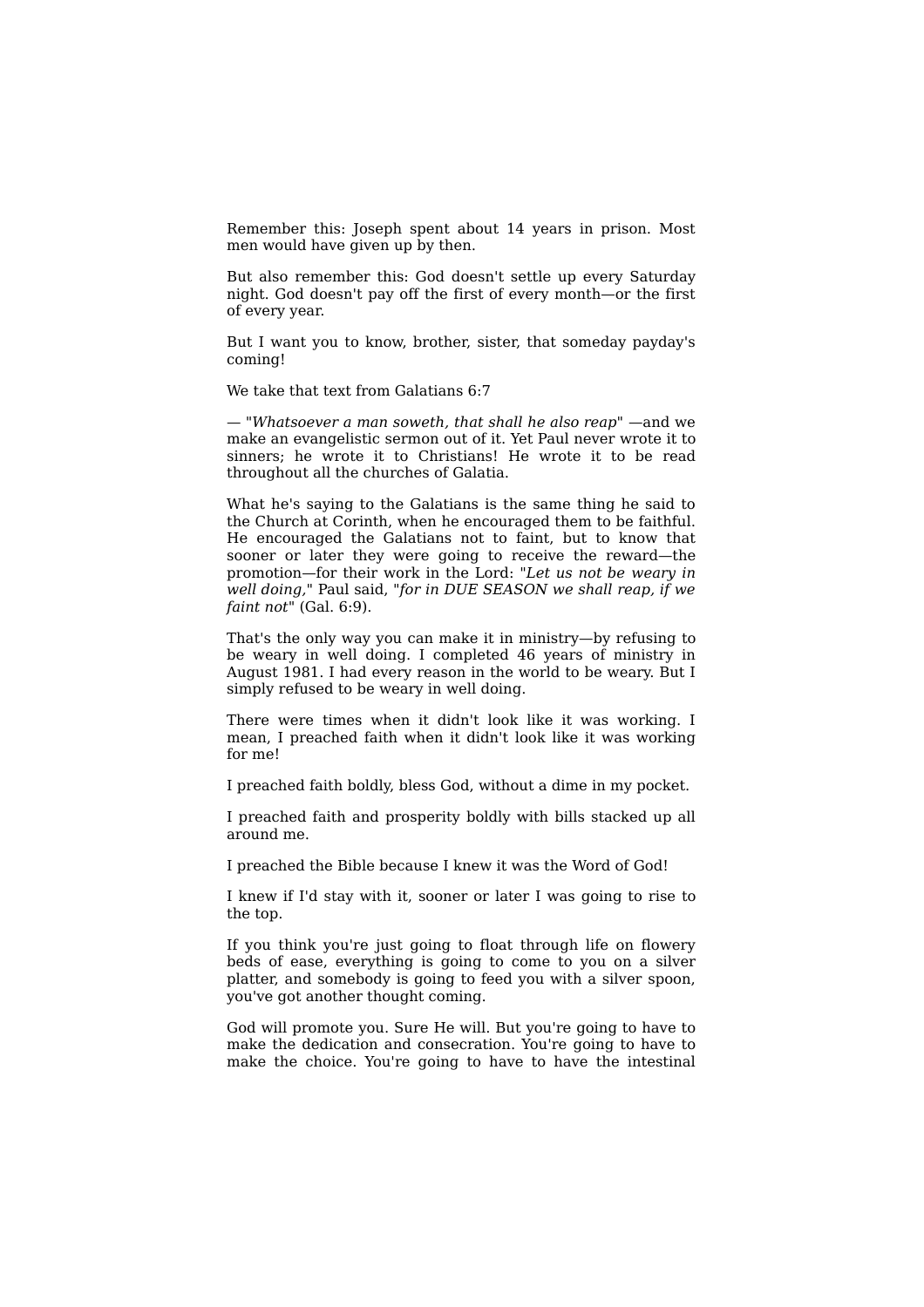Remember this: Joseph spent about 14 years in prison. Most men would have given up by then.

But also remember this: God doesn't settle up every Saturday night. God doesn't pay off the first of every month—or the first of every year.

But I want you to know, brother, sister, that someday payday's coming!

We take that text from Galatians 6:7

— "*Whatsoever a man soweth, that shall he also reap*" —and we make an evangelistic sermon out of it. Yet Paul never wrote it to sinners; he wrote it to Christians! He wrote it to be read throughout all the churches of Galatia.

What he's saying to the Galatians is the same thing he said to the Church at Corinth, when he encouraged them to be faithful. He encouraged the Galatians not to faint, but to know that sooner or later they were going to receive the reward—the promotion—for their work in the Lord: "*Let us not be weary in well doing,*" Paul said, "*for in DUE SEASON we shall reap, if we faint not*" (Gal. 6:9).

That's the only way you can make it in ministry—by refusing to be weary in well doing. I completed 46 years of ministry in August 1981. I had every reason in the world to be weary. But I simply refused to be weary in well doing.

There were times when it didn't look like it was working. I mean, I preached faith when it didn't look like it was working for me!

I preached faith boldly, bless God, without a dime in my pocket.

I preached faith and prosperity boldly with bills stacked up all around me.

I preached the Bible because I knew it was the Word of God!

I knew if I'd stay with it, sooner or later I was going to rise to the top.

If you think you're just going to float through life on flowery beds of ease, everything is going to come to you on a silver platter, and somebody is going to feed you with a silver spoon, you've got another thought coming.

God will promote you. Sure He will. But you're going to have to make the dedication and consecration. You're going to have to make the choice. You're going to have to have the intestinal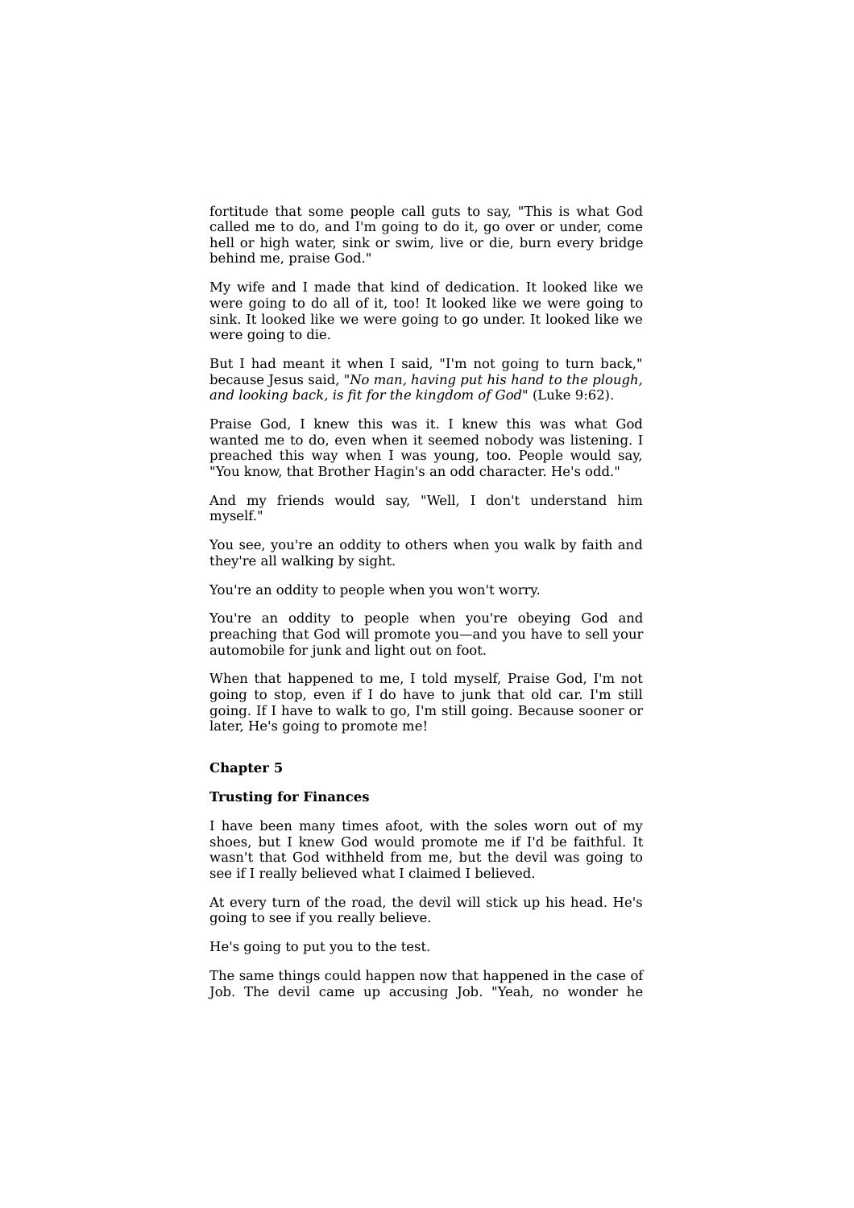fortitude that some people call guts to say, "This is what God called me to do, and I'm going to do it, go over or under, come hell or high water, sink or swim, live or die, burn every bridge behind me, praise God."

My wife and I made that kind of dedication. It looked like we were going to do all of it, too! It looked like we were going to sink. It looked like we were going to go under. It looked like we were going to die.

But I had meant it when I said, "I'm not going to turn back," because Jesus said, "*No man, having put his hand to the plough, and looking back, is fit for the kingdom of God*" (Luke 9:62).

Praise God, I knew this was it. I knew this was what God wanted me to do, even when it seemed nobody was listening. I preached this way when I was young, too. People would say, "You know, that Brother Hagin's an odd character. He's odd."

And my friends would say, "Well, I don't understand him myself."

You see, you're an oddity to others when you walk by faith and they're all walking by sight.

You're an oddity to people when you won't worry.

You're an oddity to people when you're obeying God and preaching that God will promote you—and you have to sell your automobile for junk and light out on foot.

When that happened to me, I told myself, Praise God, I'm not going to stop, even if I do have to junk that old car. I'm still going. If I have to walk to go, I'm still going. Because sooner or later, He's going to promote me!

## Chapter 5

### Trusting for Finances

I have been many times afoot, with the soles worn out of my shoes, but I knew God would promote me if I'd be faithful. It wasn't that God withheld from me, but the devil was going to see if I really believed what I claimed I believed.

At every turn of the road, the devil will stick up his head. He's going to see if you really believe.

He's going to put you to the test.

The same things could happen now that happened in the case of Job. The devil came up accusing Job. "Yeah, no wonder he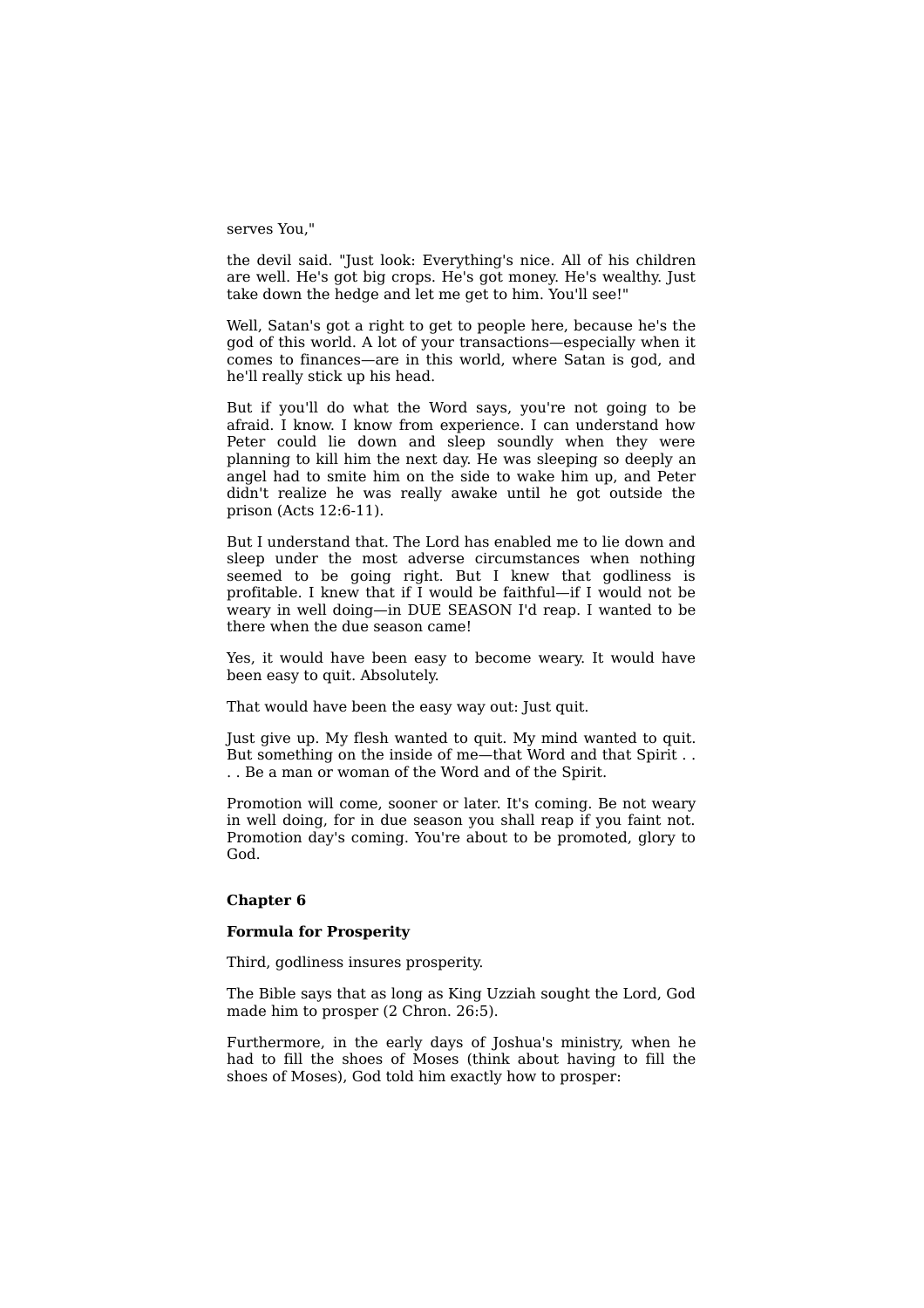serves You,"

the devil said. "Just look: Everything's nice. All of his children are well. He's got big crops. He's got money. He's wealthy. Just take down the hedge and let me get to him. You'll see!"

Well, Satan's got a right to get to people here, because he's the god of this world. A lot of your transactions—especially when it comes to finances—are in this world, where Satan is god, and he'll really stick up his head.

But if you'll do what the Word says, you're not going to be afraid. I know. I know from experience. I can understand how Peter could lie down and sleep soundly when they were planning to kill him the next day. He was sleeping so deeply an angel had to smite him on the side to wake him up, and Peter didn't realize he was really awake until he got outside the prison (Acts 12:6-11).

But I understand that. The Lord has enabled me to lie down and sleep under the most adverse circumstances when nothing seemed to be going right. But I knew that godliness is profitable. I knew that if I would be faithful—if I would not be weary in well doing—in DUE SEASON I'd reap. I wanted to be there when the due season came!

Yes, it would have been easy to become weary. It would have been easy to quit. Absolutely.

That would have been the easy way out: Just quit.

Just give up. My flesh wanted to quit. My mind wanted to quit. But something on the inside of me—that Word and that Spirit . . . . Be a man or woman of the Word and of the Spirit.

Promotion will come, sooner or later. It's coming. Be not weary in well doing, for in due season you shall reap if you faint not. Promotion day's coming. You're about to be promoted, glory to God.

## Chapter 6

### Formula for Prosperity

Third, godliness insures prosperity.

The Bible says that as long as King Uzziah sought the Lord, God made him to prosper (2 Chron. 26:5).

Furthermore, in the early days of Joshua's ministry, when he had to fill the shoes of Moses (think about having to fill the shoes of Moses), God told him exactly how to prosper: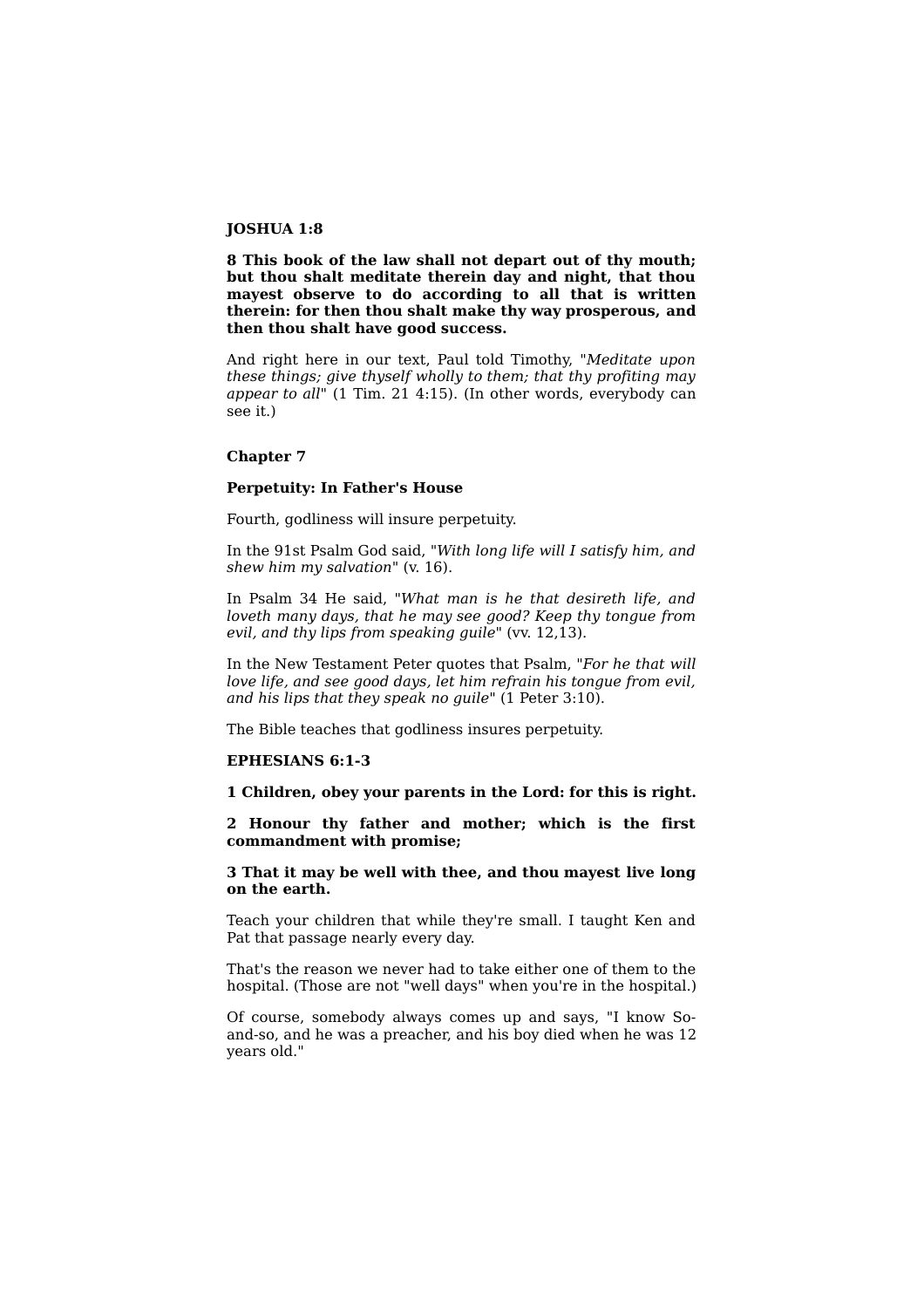**JOSHUA 1:8**

**8 This book of the law shall not depart out of thy mouth; but thou shalt meditate therein day and night, that thou mayest observe to do according to all that is written therein: for then thou shalt make thy way prosperous, and then thou shalt have good success.**

And right here in our text, Paul told Timothy, "*Meditate upon these things; give thyself wholly to them; that thy profiting may appear to all*" (1 Tim. 21 4:15). (In other words, everybody can see it.)

## Chapter 7

### Perpetuity: In Father's House

Fourth, godliness will insure perpetuity.

In the 91st Psalm God said, "*With long life will I satisfy him, and shew him my salvation*" (v. 16).

In Psalm 34 He said, "*What man is he that desireth life, and loveth many days, that he may see good? Keep thy tongue from evil, and thy lips from speaking guile*" (vv. 12,13).

In the New Testament Peter quotes that Psalm, "*For he that will love life, and see good days, let him refrain his tongue from evil, and his lips that they speak no guile*" (1 Peter 3:10).

The Bible teaches that godliness insures perpetuity.

**EPHESIANS 6:1-3**

**1 Children, obey your parents in the Lord: for this is right.**

**2 Honour thy father and mother; which is the first commandment with promise;**

**3 That it may be well with thee, and thou mayest live long on the earth.**

Teach your children that while they're small. I taught Ken and Pat that passage nearly every day.

That's the reason we never had to take either one of them to the hospital. (Those are not "well days" when you're in the hospital.)

Of course, somebody always comes up and says, "I know So-and-so, and he was a preacher, and his boy died when he was 12 years old."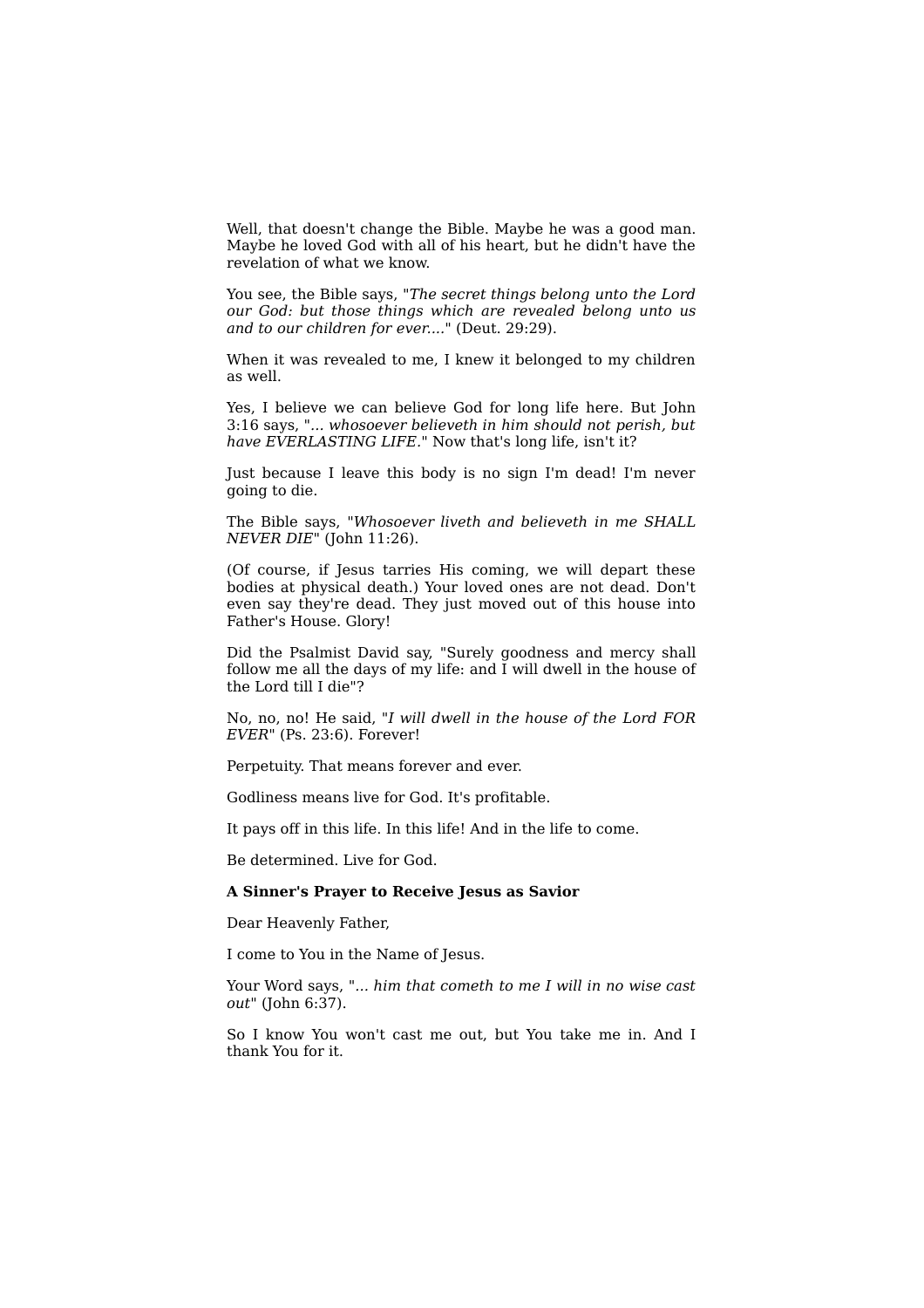Well, that doesn't change the Bible. Maybe he was a good man. Maybe he loved God with all of his heart, but he didn't have the revelation of what we know.

You see, the Bible says, "*The secret things belong unto the Lord our God: but those things which are revealed belong unto us and to our children for ever....*" (Deut. 29:29).

When it was revealed to me, I knew it belonged to my children as well.

Yes, I believe we can believe God for long life here. But John 3:16 says, "*... whosoever believeth in him should not perish, but have EVERLASTING LIFE*." Now that's long life, isn't it?

Just because I leave this body is no sign I'm dead! I'm never going to die.

The Bible says, "*Whosoever liveth and believeth in me SHALL NEVER DIE*" (John 11:26).

(Of course, if Jesus tarries His coming, we will depart these bodies at physical death.) Your loved ones are not dead. Don't even say they're dead. They just moved out of this house into Father's House. Glory!

Did the Psalmist David say, "Surely goodness and mercy shall follow me all the days of my life: and I will dwell in the house of the Lord till I die"?

No, no, no! He said, "*I will dwell in the house of the Lord FOR EVER*" (Ps. 23:6). Forever!

Perpetuity. That means forever and ever.

Godliness means live for God. It's profitable.

It pays off in this life. In this life! And in the life to come.

Be determined. Live for God.

**A Sinner's Prayer to Receive Jesus as Savior**

Dear Heavenly Father,

I come to You in the Name of Jesus.

Your Word says, "*... him that cometh to me I will in no wise cast out*" (John 6:37).

So I know You won't cast me out, but You take me in. And I thank You for it.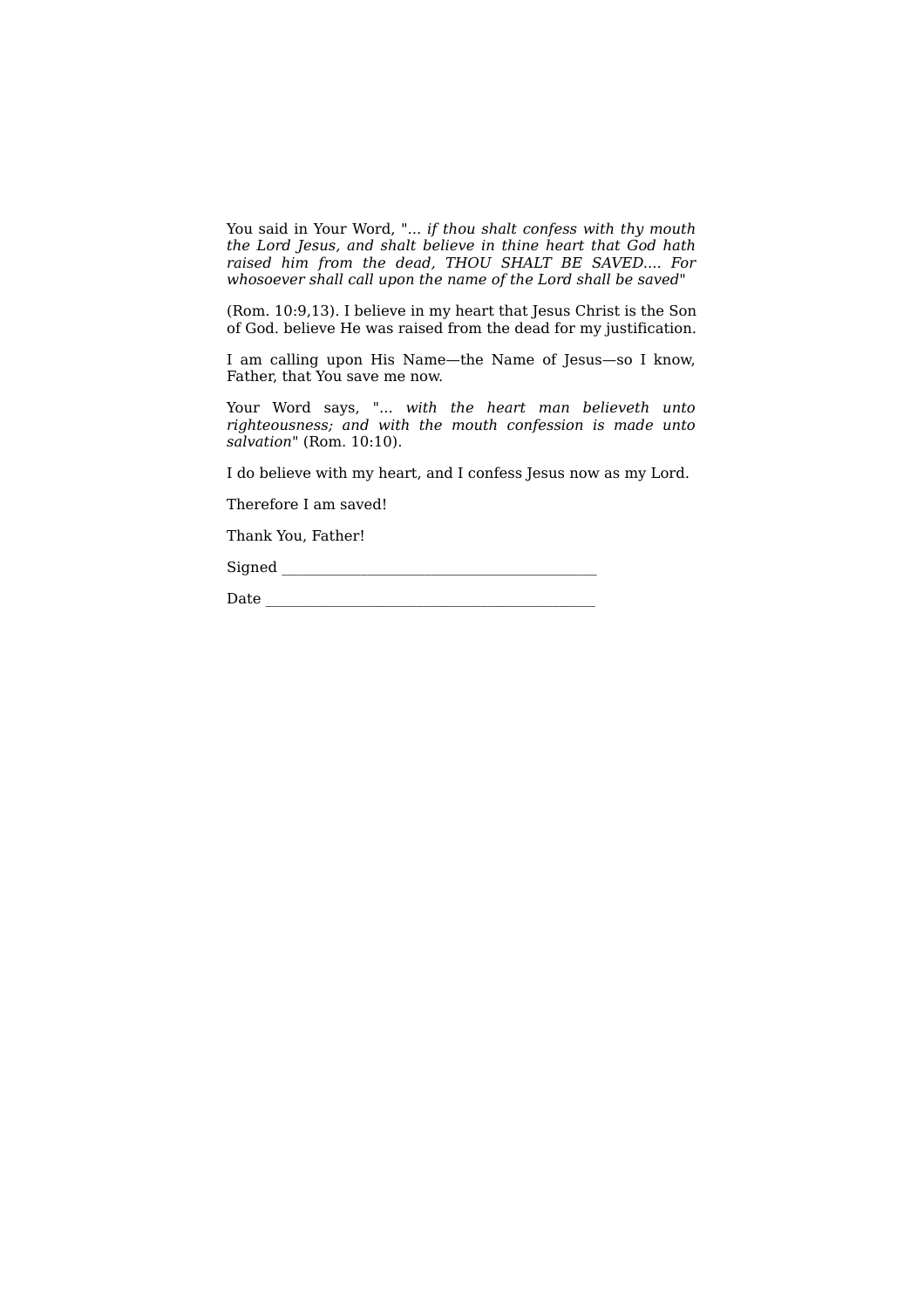You said in Your Word, "*... if thou shalt confess with thy mouth the Lord Jesus, and shalt believe in thine heart that God hath raised him from the dead, THOU SHALT BE SAVED.... For whosoever shall call upon the name of the Lord shall be saved*"

(Rom. 10:9,13). I believe in my heart that Jesus Christ is the Son of God. believe He was raised from the dead for my justification.

I am calling upon His Name—the Name of Jesus—so I know, Father, that You save me now.

Your Word says, "*... with the heart man believeth unto righteousness; and with the mouth confession is made unto salvation*" (Rom. 10:10).

I do believe with my heart, and I confess Jesus now as my Lord.

Therefore I am saved!

Thank You, Father!

Signed ___________________________________________

Date _____________________________________________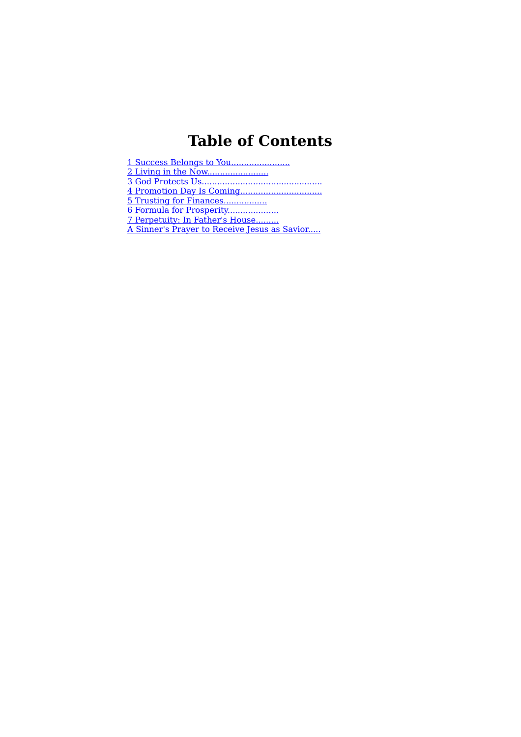# Table of Contents

1 Success Belongs to You.......................
2 Living in the Now........................
3 God Protects Us...............................................
4 Promotion Day Is Coming................................
5 Trusting for Finances.................
6 Formula for Prosperity....................
7 Perpetuity: In Father's House.........
A Sinner's Prayer to Receive Jesus as Savior.....